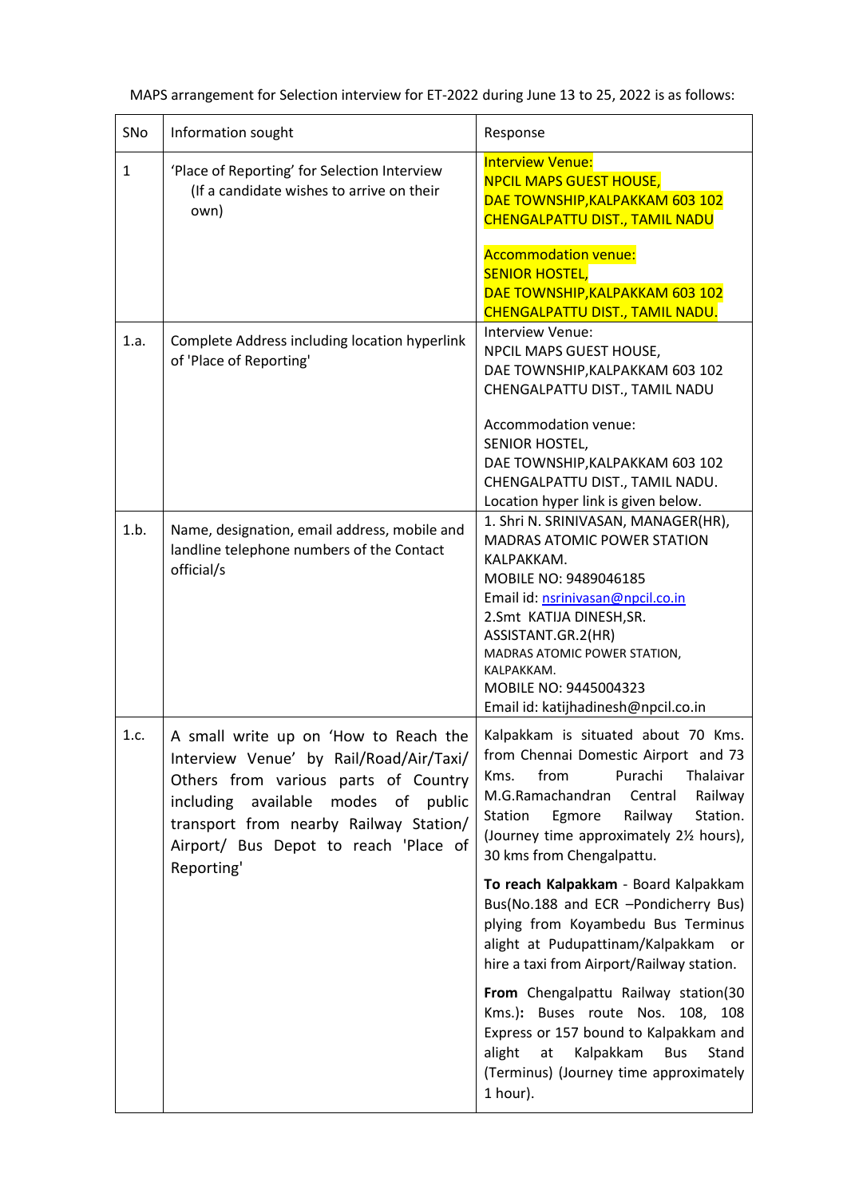MAPS arrangement for Selection interview for ET-2022 during June 13 to 25, 2022 is as follows:

| SNo | Information sought | Response |
|---|---|---|
| 1 | 'Place of Reporting' for Selection Interview (If a candidate wishes to arrive on their own) | Interview Venue:<br>NPCIL MAPS GUEST HOUSE,<br>DAE TOWNSHIP,KALPAKKAM 603 102<br>CHENGALPATTU DIST., TAMIL NADU<br><br>Accommodation venue:<br>SENIOR HOSTEL,<br>DAE TOWNSHIP,KALPAKKAM 603 102<br>CHENGALPATTU DIST., TAMIL NADU. |
| 1.a. | Complete Address including location hyperlink of 'Place of Reporting' | Interview Venue:<br>NPCIL MAPS GUEST HOUSE,<br>DAE TOWNSHIP,KALPAKKAM 603 102<br>CHENGALPATTU DIST., TAMIL NADU<br><br>Accommodation venue:<br>SENIOR HOSTEL,<br>DAE TOWNSHIP,KALPAKKAM 603 102<br>CHENGALPATTU DIST., TAMIL NADU.<br>Location hyper link is given below. |
| 1.b. | Name, designation, email address, mobile and landline telephone numbers of the Contact official/s | 1. Shri N. SRINIVASAN, MANAGER(HR), MADRAS ATOMIC POWER STATION KALPAKKAM.<br>MOBILE NO: 9489046185<br>Email id: nsrinivasan@npcil.co.in<br>2.Smt KATIJA DINESH,SR. ASSISTANT.GR.2(HR)<br>MADRAS ATOMIC POWER STATION, KALPAKKAM.<br>MOBILE NO: 9445004323<br>Email id: katijhadinesh@npcil.co.in |
| 1.c. | A small write up on 'How to Reach the Interview Venue' by Rail/Road/Air/Taxi/ Others from various parts of Country including available modes of public transport from nearby Railway Station/ Airport/ Bus Depot to reach 'Place of Reporting' | Kalpakkam is situated about 70 Kms. from Chennai Domestic Airport and 73 Kms. from Purachi Thalaivar M.G.Ramachandran Central Railway Station Egmore Railway Station. (Journey time approximately 2½ hours), 30 kms from Chengalpattu.<br><br>**To reach Kalpakkam** - Board Kalpakkam Bus(No.188 and ECR –Pondicherry Bus) plying from Koyambedu Bus Terminus alight at Pudupattinam/Kalpakkam or hire a taxi from Airport/Railway station.<br><br>**From** Chengalpattu Railway station(30 Kms.)**:** Buses route Nos. 108, 108 Express or 157 bound to Kalpakkam and alight at Kalpakkam Bus Stand (Terminus) (Journey time approximately 1 hour). |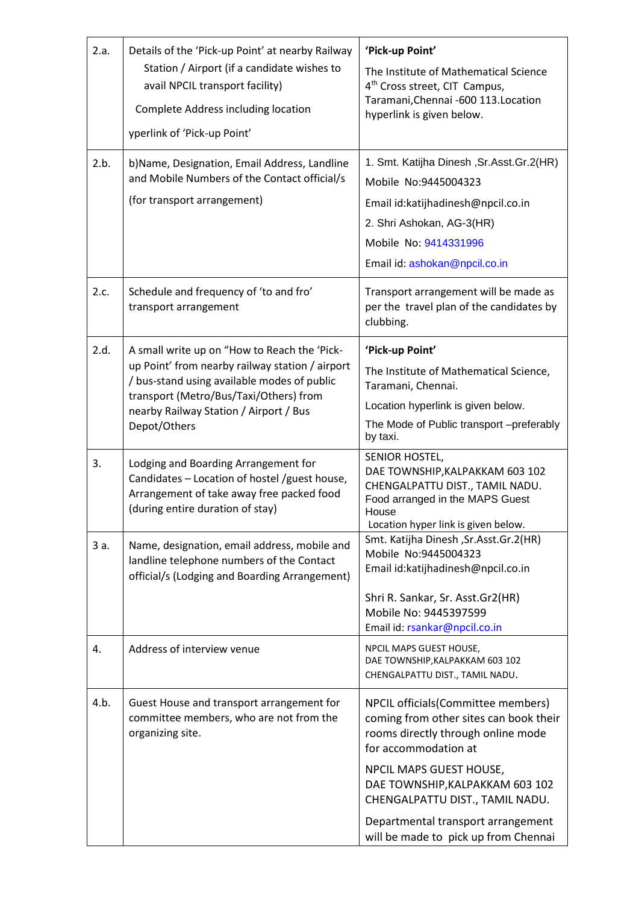| 2.a. | Details of the 'Pick-up Point' at nearby Railway Station / Airport (if a candidate wishes to avail NPCIL transport facility)<br><br>Complete Address including location<br><br>yperlink of 'Pick-up Point' | **'Pick-up Point'**<br><br>The Institute of Mathematical Science 4th Cross street, CIT Campus, Taramani,Chennai -600 113.Location hyperlink is given below. |
|---|---|---|
| 2.b. | b)Name, Designation, Email Address, Landline and Mobile Numbers of the Contact official/s<br><br>(for transport arrangement) | 1. Smt. Katijha Dinesh ,Sr.Asst.Gr.2(HR)<br>Mobile No:9445004323<br>Email id:katijhadinesh@npcil.co.in<br>2. Shri Ashokan, AG-3(HR)<br>Mobile No: 9414331996<br>Email id: ashokan@npcil.co.in |
| 2.c. | Schedule and frequency of 'to and fro' transport arrangement | Transport arrangement will be made as per the travel plan of the candidates by clubbing. |
| 2.d. | A small write up on "How to Reach the 'Pick-up Point' from nearby railway station / airport / bus-stand using available modes of public transport (Metro/Bus/Taxi/Others) from nearby Railway Station / Airport / Bus Depot/Others | **'Pick-up Point'**<br><br>The Institute of Mathematical Science, Taramani, Chennai.<br><br>Location hyperlink is given below.<br><br>The Mode of Public transport –preferably by taxi. |
| 3. | Lodging and Boarding Arrangement for Candidates – Location of hostel /guest house, Arrangement of take away free packed food (during entire duration of stay) | SENIOR HOSTEL,<br>DAE TOWNSHIP,KALPAKKAM 603 102<br>CHENGALPATTU DIST., TAMIL NADU.<br>Food arranged in the MAPS Guest House<br>Location hyper link is given below. |
| 3 a. | Name, designation, email address, mobile and landline telephone numbers of the Contact official/s (Lodging and Boarding Arrangement) | Smt. Katijha Dinesh ,Sr.Asst.Gr.2(HR)<br>Mobile No:9445004323<br>Email id:katijhadinesh@npcil.co.in<br><br>Shri R. Sankar, Sr. Asst.Gr2(HR)<br>Mobile No: 9445397599<br>Email id: rsankar@npcil.co.in |
| 4. | Address of interview venue | NPCIL MAPS GUEST HOUSE,<br>DAE TOWNSHIP,KALPAKKAM 603 102<br>CHENGALPATTU DIST., TAMIL NADU. |
| 4.b. | Guest House and transport arrangement for committee members, who are not from the organizing site. | NPCIL officials(Committee members) coming from other sites can book their rooms directly through online mode for accommodation at<br><br>NPCIL MAPS GUEST HOUSE,<br>DAE TOWNSHIP,KALPAKKAM 603 102<br>CHENGALPATTU DIST., TAMIL NADU.<br><br>Departmental transport arrangement will be made to pick up from Chennai |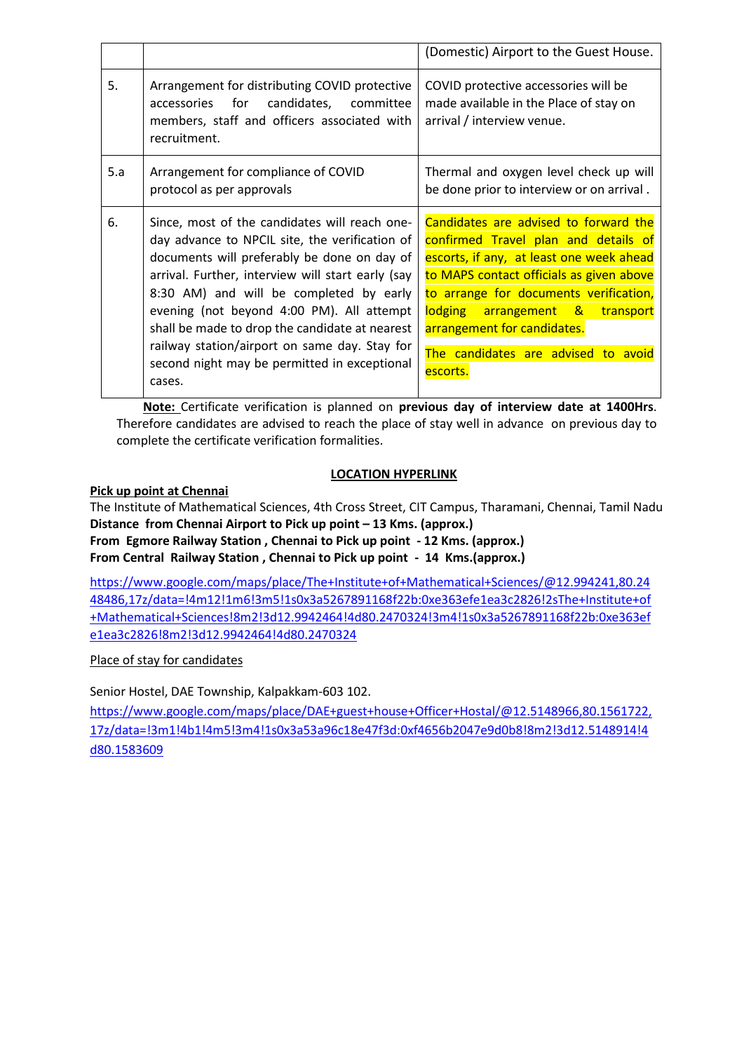| | | |
|---|---|---|
| | | (Domestic) Airport to the Guest House. |
| 5. | Arrangement for distributing COVID protective accessories for candidates, committee members, staff and officers associated with recruitment. | COVID protective accessories will be made available in the Place of stay on arrival / interview venue. |
| 5.a | Arrangement for compliance of COVID protocol as per approvals | Thermal and oxygen level check up will be done prior to interview or on arrival . |
| 6. | Since, most of the candidates will reach one-day advance to NPCIL site, the verification of documents will preferably be done on day of arrival. Further, interview will start early (say 8:30 AM) and will be completed by early evening (not beyond 4:00 PM). All attempt shall be made to drop the candidate at nearest railway station/airport on same day. Stay for second night may be permitted in exceptional cases. | Candidates are advised to forward the confirmed Travel plan and details of escorts, if any, at least one week ahead to MAPS contact officials as given above to arrange for documents verification, lodging arrangement & transport arrangement for candidates.<br><br>The candidates are advised to avoid escorts. |

**Note:** Certificate verification is planned on **previous day of interview date at 1400Hrs**. Therefore candidates are advised to reach the place of stay well in advance on previous day to complete the certificate verification formalities.

**LOCATION HYPERLINK**

**Pick up point at Chennai**

The Institute of Mathematical Sciences, 4th Cross Street, CIT Campus, Tharamani, Chennai, Tamil Nadu

**Distance from Chennai Airport to Pick up point – 13 Kms. (approx.)**

**From Egmore Railway Station , Chennai to Pick up point - 12 Kms. (approx.)**

**From Central Railway Station , Chennai to Pick up point - 14 Kms.(approx.)**

https://www.google.com/maps/place/The+Institute+of+Mathematical+Sciences/@12.994241,80.2448486,17z/data=!4m12!1m6!3m5!1s0x3a5267891168f22b:0xe363efe1ea3c2826!2sThe+Institute+of+Mathematical+Sciences!8m2!3d12.9942464!4d80.2470324!3m4!1s0x3a5267891168f22b:0xe363efe1ea3c2826!8m2!3d12.9942464!4d80.2470324

Place of stay for candidates

Senior Hostel, DAE Township, Kalpakkam-603 102.

https://www.google.com/maps/place/DAE+guest+house+Officer+Hostal/@12.5148966,80.1561722,17z/data=!3m1!4b1!4m5!3m4!1s0x3a53a96c18e47f3d:0xf4656b2047e9d0b8!8m2!3d12.5148914!4d80.1583609